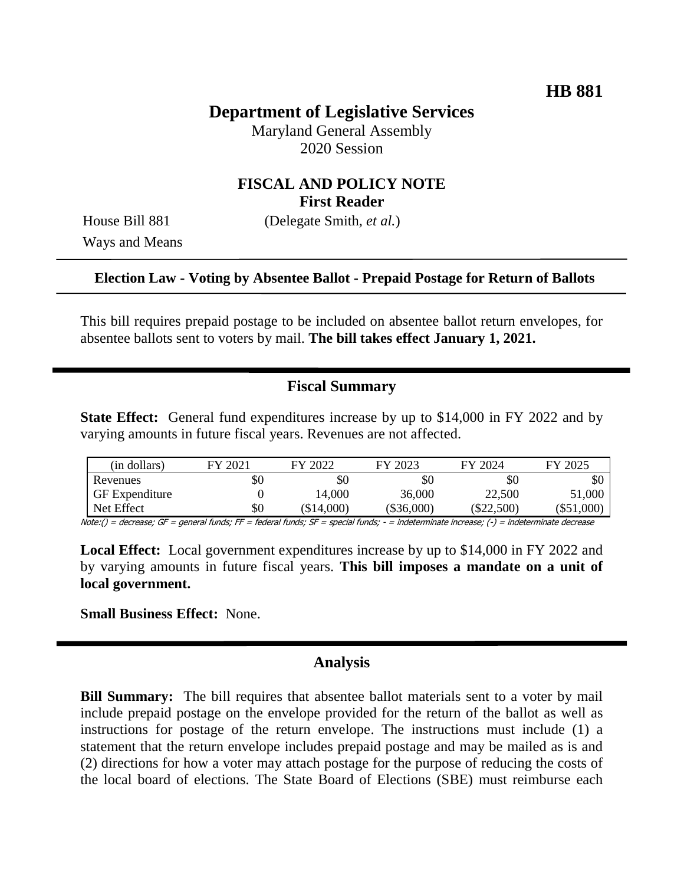**HB 881**

# Department of Legislative Services

Maryland General Assembly
2020 Session

## FISCAL AND POLICY NOTE
**First Reader**

House Bill 881 (Delegate Smith, *et al.*)
Ways and Means

**Election Law - Voting by Absentee Ballot - Prepaid Postage for Return of Ballots**

This bill requires prepaid postage to be included on absentee ballot return envelopes, for absentee ballots sent to voters by mail. **The bill takes effect January 1, 2021.**

## Fiscal Summary

**State Effect:** General fund expenditures increase by up to \$14,000 in FY 2022 and by varying amounts in future fiscal years. Revenues are not affected.

| (in dollars) | FY 2021 | FY 2022 | FY 2023 | FY 2024 | FY 2025 |
|---|---|---|---|---|---|
| Revenues | \$0 | \$0 | \$0 | \$0 | \$0 |
| GF Expenditure | 0 | 14,000 | 36,000 | 22,500 | 51,000 |
| Net Effect | \$0 | (\$14,000) | (\$36,000) | (\$22,500) | (\$51,000) |

Note:() = decrease; GF = general funds; FF = federal funds; SF = special funds; - = indeterminate increase; (-) = indeterminate decrease

**Local Effect:** Local government expenditures increase by up to \$14,000 in FY 2022 and by varying amounts in future fiscal years. **This bill imposes a mandate on a unit of local government.**

**Small Business Effect:** None.

## Analysis

**Bill Summary:** The bill requires that absentee ballot materials sent to a voter by mail include prepaid postage on the envelope provided for the return of the ballot as well as instructions for postage of the return envelope. The instructions must include (1) a statement that the return envelope includes prepaid postage and may be mailed as is and (2) directions for how a voter may attach postage for the purpose of reducing the costs of the local board of elections. The State Board of Elections (SBE) must reimburse each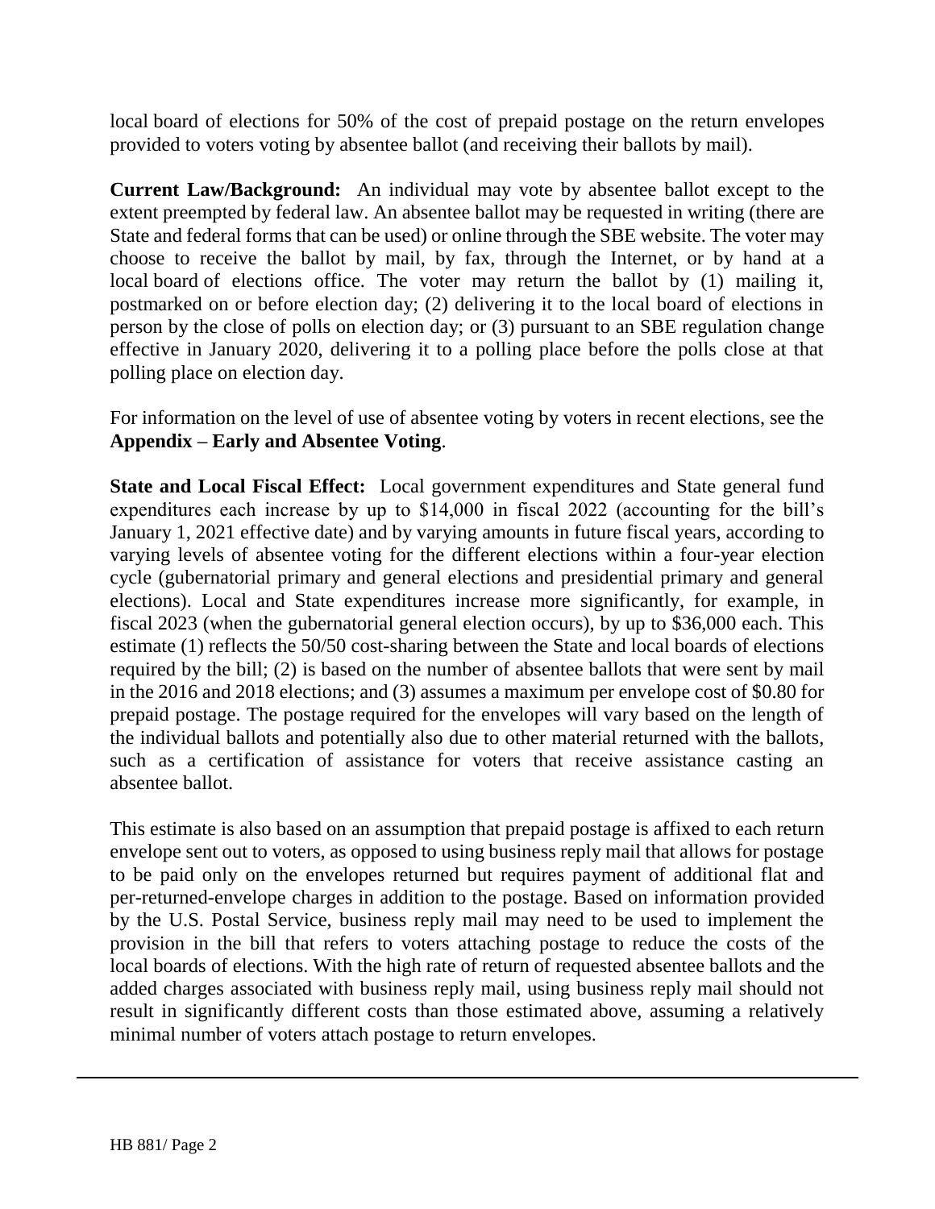local board of elections for 50% of the cost of prepaid postage on the return envelopes provided to voters voting by absentee ballot (and receiving their ballots by mail).

**Current Law/Background:** An individual may vote by absentee ballot except to the extent preempted by federal law. An absentee ballot may be requested in writing (there are State and federal forms that can be used) or online through the SBE website. The voter may choose to receive the ballot by mail, by fax, through the Internet, or by hand at a local board of elections office. The voter may return the ballot by (1) mailing it, postmarked on or before election day; (2) delivering it to the local board of elections in person by the close of polls on election day; or (3) pursuant to an SBE regulation change effective in January 2020, delivering it to a polling place before the polls close at that polling place on election day.

For information on the level of use of absentee voting by voters in recent elections, see the **Appendix – Early and Absentee Voting**.

**State and Local Fiscal Effect:** Local government expenditures and State general fund expenditures each increase by up to $14,000 in fiscal 2022 (accounting for the bill's January 1, 2021 effective date) and by varying amounts in future fiscal years, according to varying levels of absentee voting for the different elections within a four-year election cycle (gubernatorial primary and general elections and presidential primary and general elections). Local and State expenditures increase more significantly, for example, in fiscal 2023 (when the gubernatorial general election occurs), by up to $36,000 each. This estimate (1) reflects the 50/50 cost-sharing between the State and local boards of elections required by the bill; (2) is based on the number of absentee ballots that were sent by mail in the 2016 and 2018 elections; and (3) assumes a maximum per envelope cost of $0.80 for prepaid postage. The postage required for the envelopes will vary based on the length of the individual ballots and potentially also due to other material returned with the ballots, such as a certification of assistance for voters that receive assistance casting an absentee ballot.

This estimate is also based on an assumption that prepaid postage is affixed to each return envelope sent out to voters, as opposed to using business reply mail that allows for postage to be paid only on the envelopes returned but requires payment of additional flat and per-returned-envelope charges in addition to the postage. Based on information provided by the U.S. Postal Service, business reply mail may need to be used to implement the provision in the bill that refers to voters attaching postage to reduce the costs of the local boards of elections. With the high rate of return of requested absentee ballots and the added charges associated with business reply mail, using business reply mail should not result in significantly different costs than those estimated above, assuming a relatively minimal number of voters attach postage to return envelopes.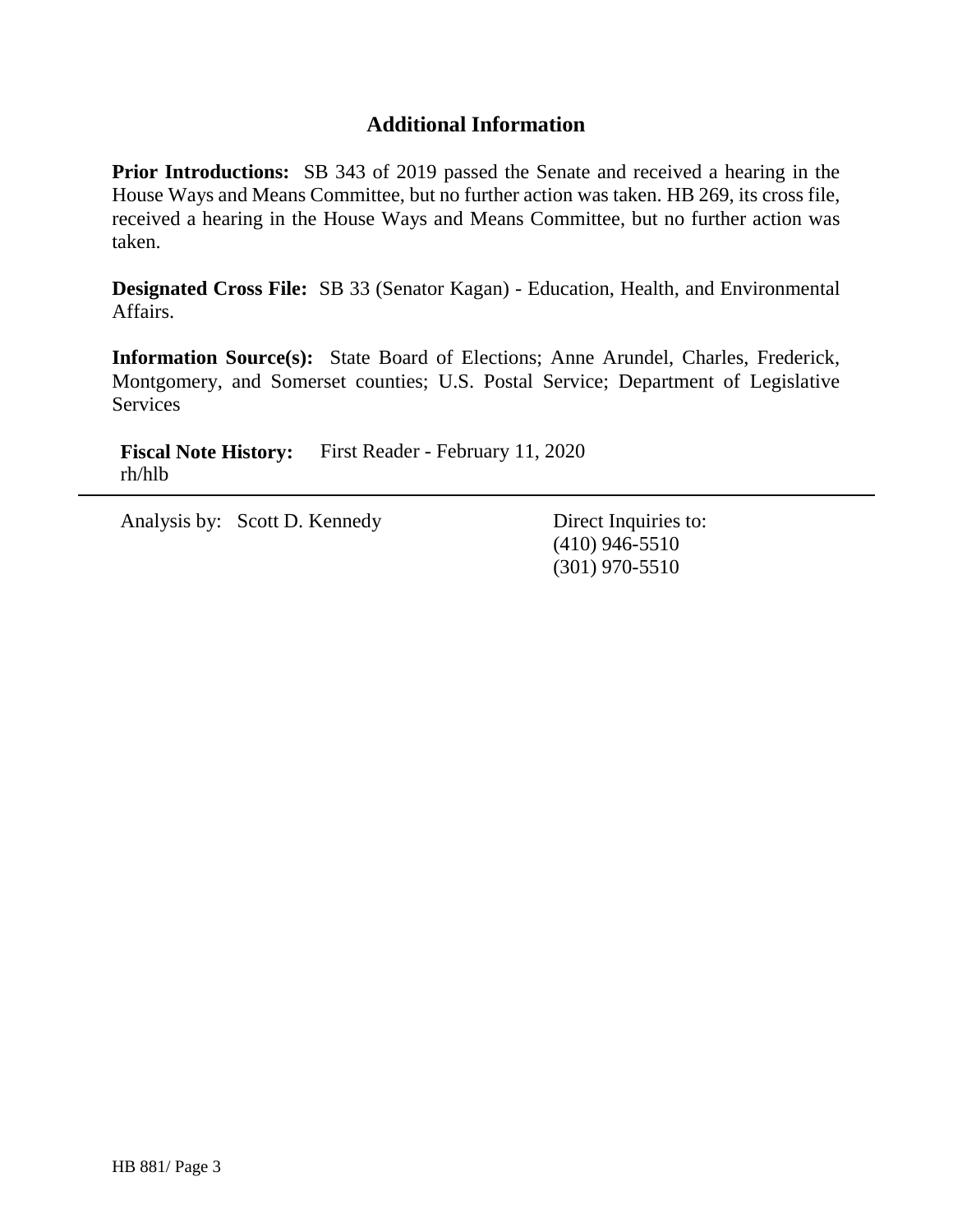## Additional Information

**Prior Introductions:** SB 343 of 2019 passed the Senate and received a hearing in the House Ways and Means Committee, but no further action was taken. HB 269, its cross file, received a hearing in the House Ways and Means Committee, but no further action was taken.

**Designated Cross File:** SB 33 (Senator Kagan) - Education, Health, and Environmental Affairs.

**Information Source(s):** State Board of Elections; Anne Arundel, Charles, Frederick, Montgomery, and Somerset counties; U.S. Postal Service; Department of Legislative Services

**Fiscal Note History:** First Reader - February 11, 2020
rh/hlb

---

Analysis by: Scott D. Kennedy

Direct Inquiries to:
(410) 946-5510
(301) 970-5510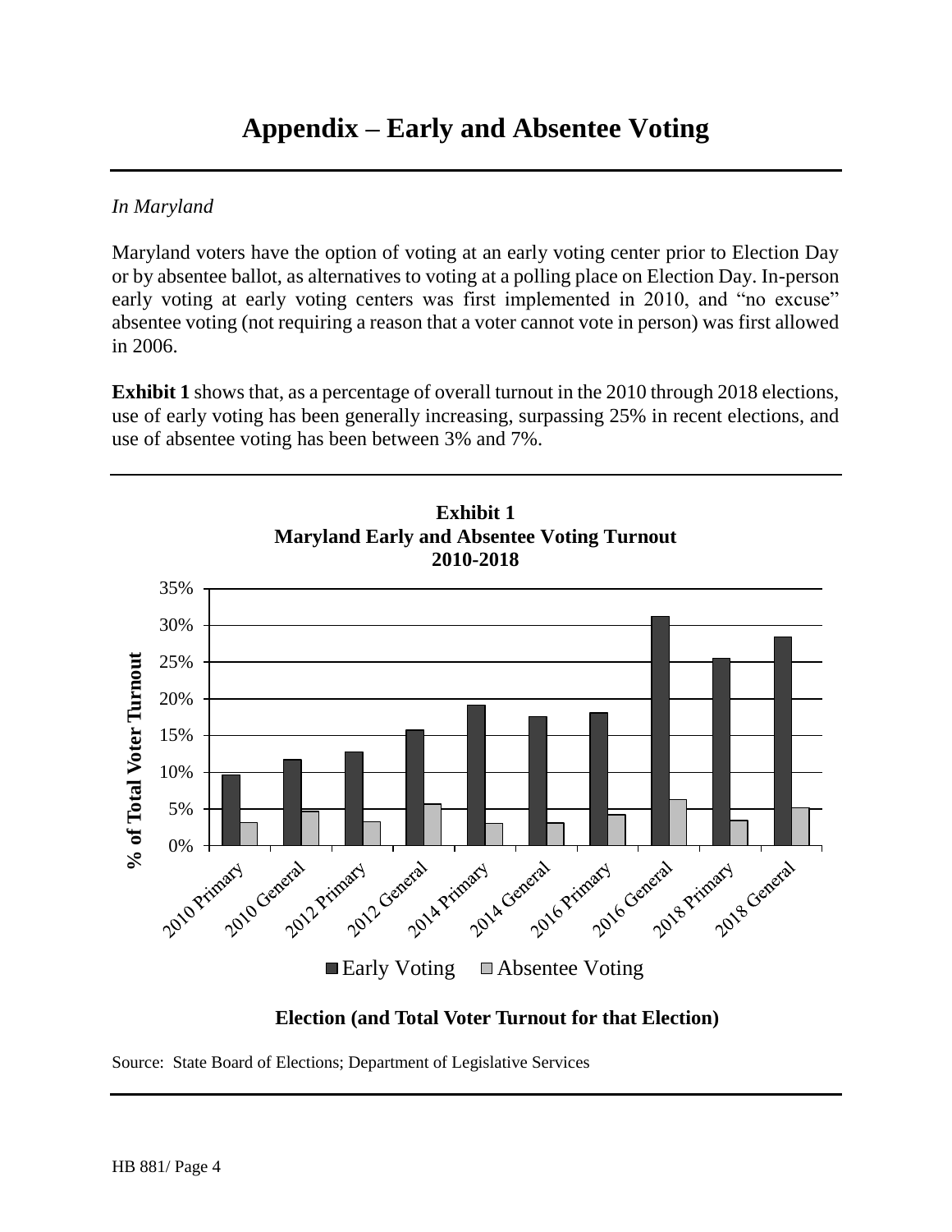# Appendix – Early and Absentee Voting

*In Maryland*

Maryland voters have the option of voting at an early voting center prior to Election Day or by absentee ballot, as alternatives to voting at a polling place on Election Day. In-person early voting at early voting centers was first implemented in 2010, and "no excuse" absentee voting (not requiring a reason that a voter cannot vote in person) was first allowed in 2006.

**Exhibit 1** shows that, as a percentage of overall turnout in the 2010 through 2018 elections, use of early voting has been generally increasing, surpassing 25% in recent elections, and use of absentee voting has been between 3% and 7%.

**Exhibit 1**
**Maryland Early and Absentee Voting Turnout**
**2010-2018**

**Election (and Total Voter Turnout for that Election)**

Source: State Board of Elections; Department of Legislative Services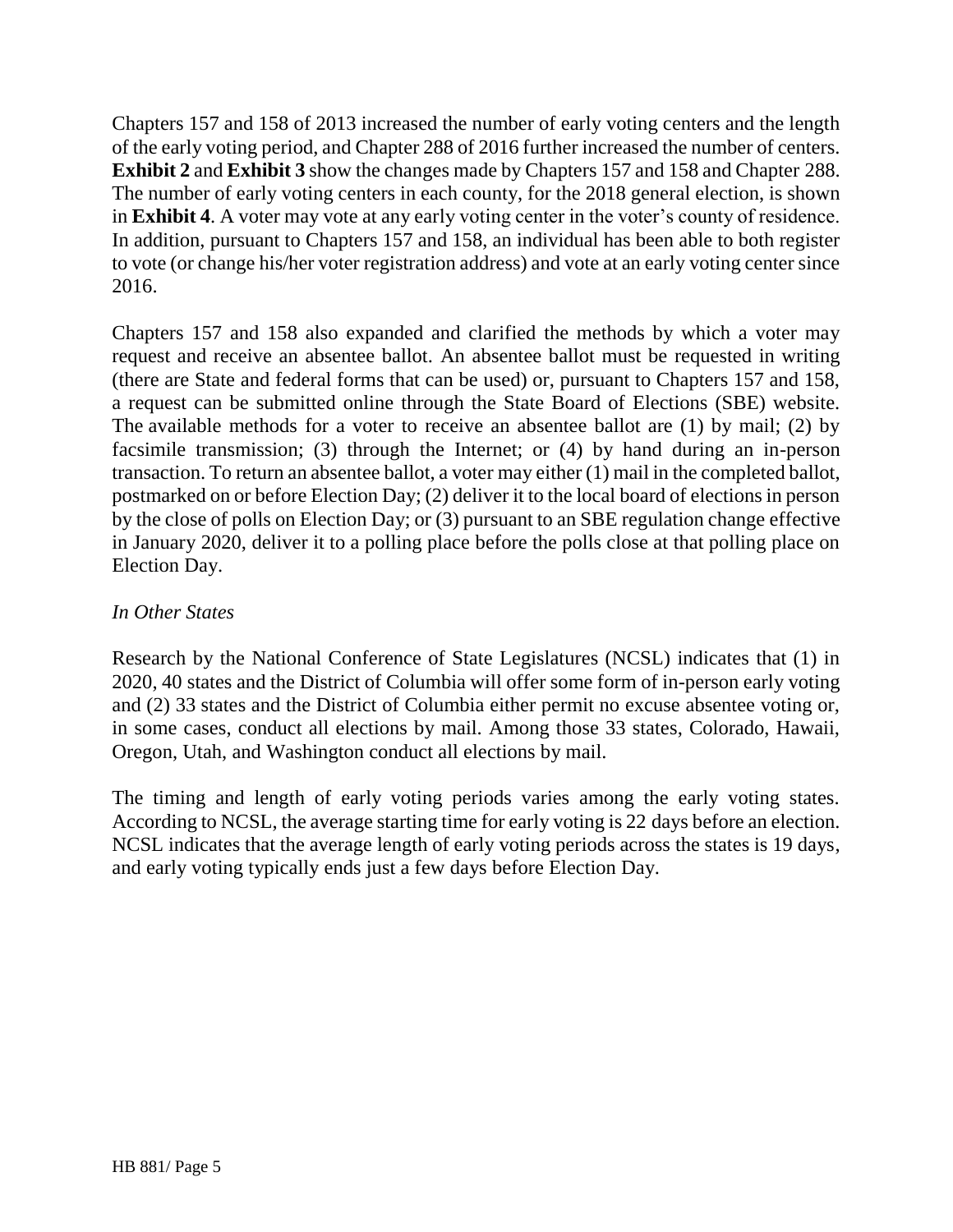Chapters 157 and 158 of 2013 increased the number of early voting centers and the length of the early voting period, and Chapter 288 of 2016 further increased the number of centers. **Exhibit 2** and **Exhibit 3** show the changes made by Chapters 157 and 158 and Chapter 288. The number of early voting centers in each county, for the 2018 general election, is shown in **Exhibit 4**. A voter may vote at any early voting center in the voter's county of residence. In addition, pursuant to Chapters 157 and 158, an individual has been able to both register to vote (or change his/her voter registration address) and vote at an early voting center since 2016.

Chapters 157 and 158 also expanded and clarified the methods by which a voter may request and receive an absentee ballot. An absentee ballot must be requested in writing (there are State and federal forms that can be used) or, pursuant to Chapters 157 and 158, a request can be submitted online through the State Board of Elections (SBE) website. The available methods for a voter to receive an absentee ballot are (1) by mail; (2) by facsimile transmission; (3) through the Internet; or (4) by hand during an in-person transaction. To return an absentee ballot, a voter may either (1) mail in the completed ballot, postmarked on or before Election Day; (2) deliver it to the local board of elections in person by the close of polls on Election Day; or (3) pursuant to an SBE regulation change effective in January 2020, deliver it to a polling place before the polls close at that polling place on Election Day.

*In Other States*

Research by the National Conference of State Legislatures (NCSL) indicates that (1) in 2020, 40 states and the District of Columbia will offer some form of in-person early voting and (2) 33 states and the District of Columbia either permit no excuse absentee voting or, in some cases, conduct all elections by mail. Among those 33 states, Colorado, Hawaii, Oregon, Utah, and Washington conduct all elections by mail.

The timing and length of early voting periods varies among the early voting states. According to NCSL, the average starting time for early voting is 22 days before an election. NCSL indicates that the average length of early voting periods across the states is 19 days, and early voting typically ends just a few days before Election Day.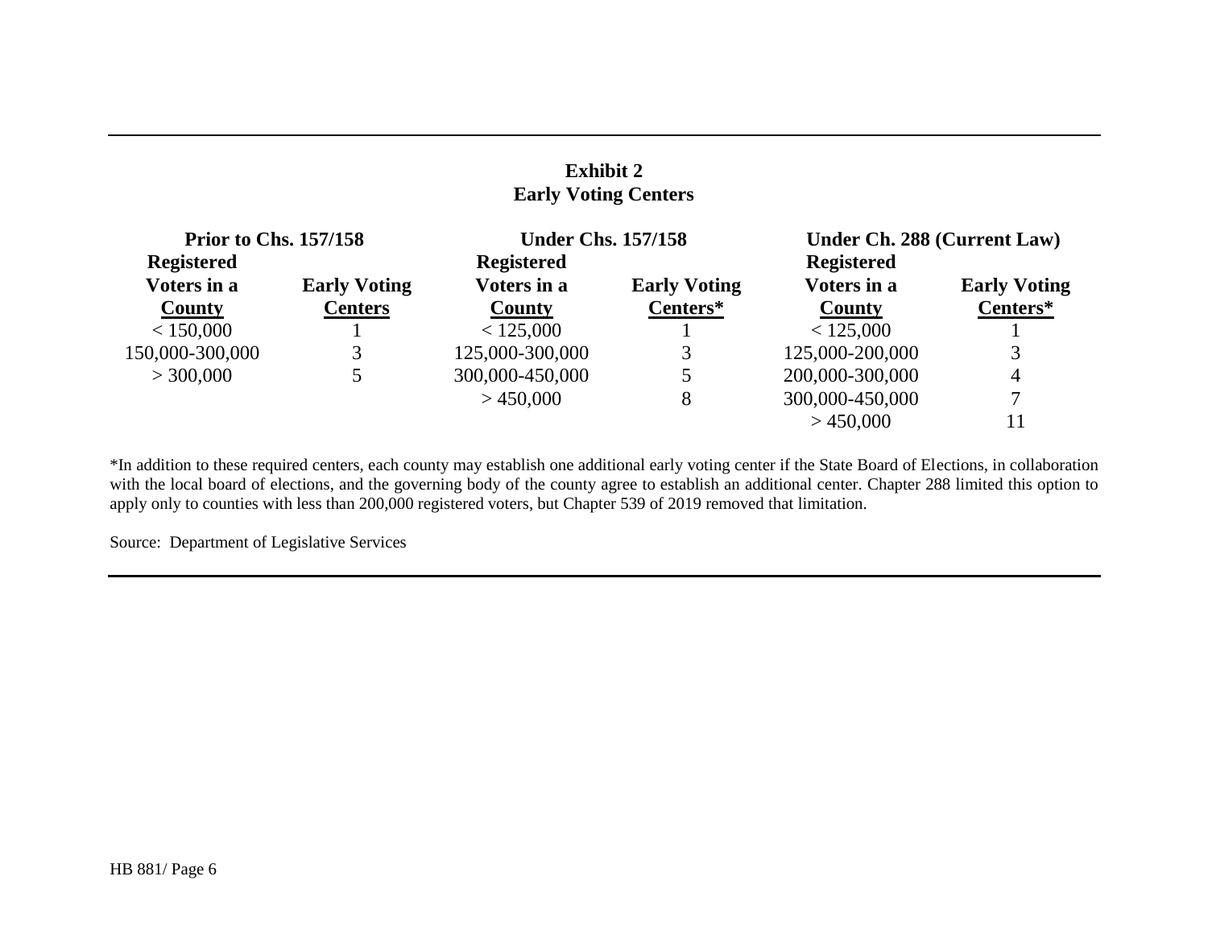**Exhibit 2**
**Early Voting Centers**

| Prior to Chs. 157/158 | | Under Chs. 157/158 | | Under Ch. 288 (Current Law) | |
|---|---|---|---|---|---|
| Registered Voters in a County | Early Voting Centers | Registered Voters in a County | Early Voting Centers* | Registered Voters in a County | Early Voting Centers* |
| < 150,000 | 1 | < 125,000 | 1 | < 125,000 | 1 |
| 150,000-300,000 | 3 | 125,000-300,000 | 3 | 125,000-200,000 | 3 |
| > 300,000 | 5 | 300,000-450,000 | 5 | 200,000-300,000 | 4 |
| | | > 450,000 | 8 | 300,000-450,000 | 7 |
| | | | | > 450,000 | 11 |

*In addition to these required centers, each county may establish one additional early voting center if the State Board of Elections, in collaboration with the local board of elections, and the governing body of the county agree to establish an additional center. Chapter 288 limited this option to apply only to counties with less than 200,000 registered voters, but Chapter 539 of 2019 removed that limitation.

Source: Department of Legislative Services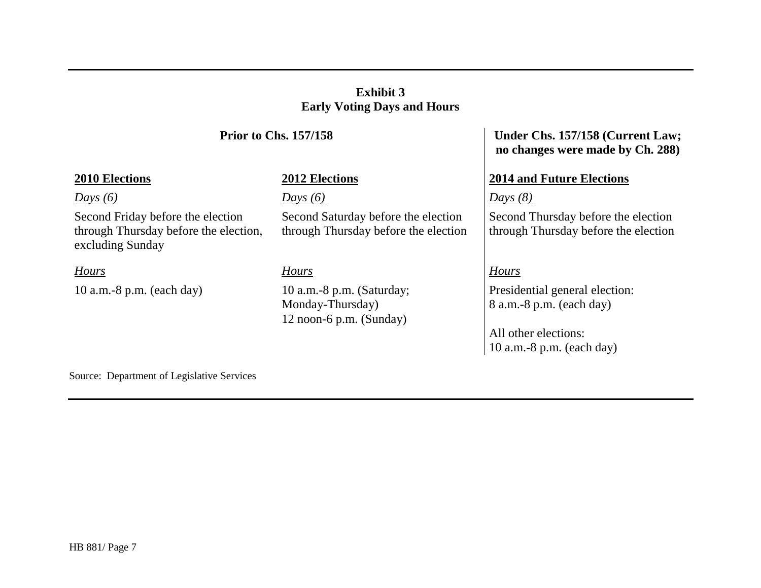**Exhibit 3**
**Early Voting Days and Hours**

| Prior to Chs. 157/158 | | Under Chs. 157/158 (Current Law; no changes were made by Ch. 288) |
|---|---|---|
| **2010 Elections** | **2012 Elections** | **2014 and Future Elections** |
| *Days (6)* | *Days (6)* | *Days (8)* |
| Second Friday before the election through Thursday before the election, excluding Sunday | Second Saturday before the election through Thursday before the election | Second Thursday before the election through Thursday before the election |
| *Hours* | *Hours* | *Hours* |
| 10 a.m.-8 p.m. (each day) | 10 a.m.-8 p.m. (Saturday; Monday-Thursday)<br>12 noon-6 p.m. (Sunday) | Presidential general election:<br>8 a.m.-8 p.m. (each day)<br><br>All other elections:<br>10 a.m.-8 p.m. (each day) |

Source: Department of Legislative Services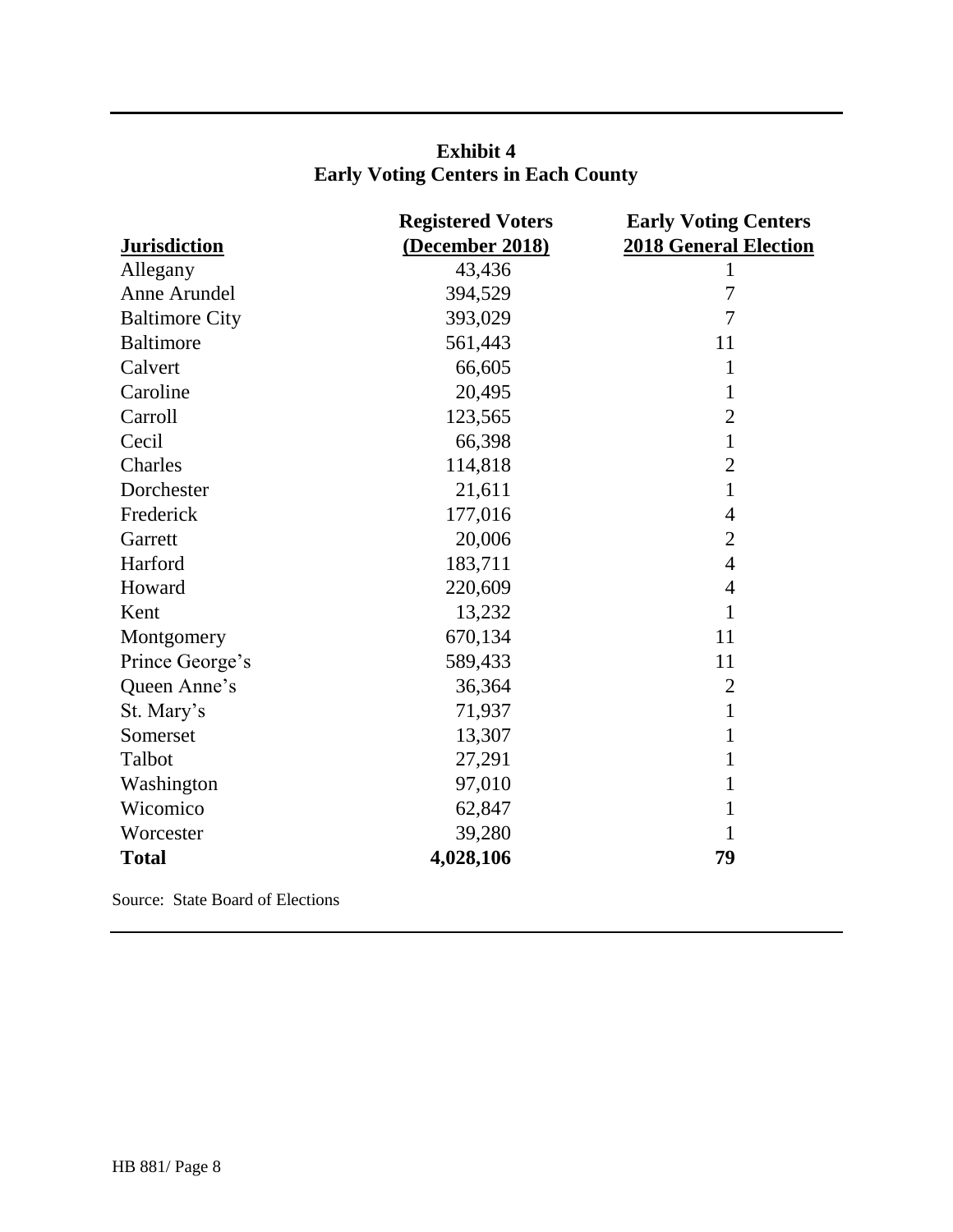**Exhibit 4**
**Early Voting Centers in Each County**

| Jurisdiction | Registered Voters (December 2018) | Early Voting Centers 2018 General Election |
|---|---|---|
| Allegany | 43,436 | 1 |
| Anne Arundel | 394,529 | 7 |
| Baltimore City | 393,029 | 7 |
| Baltimore | 561,443 | 11 |
| Calvert | 66,605 | 1 |
| Caroline | 20,495 | 1 |
| Carroll | 123,565 | 2 |
| Cecil | 66,398 | 1 |
| Charles | 114,818 | 2 |
| Dorchester | 21,611 | 1 |
| Frederick | 177,016 | 4 |
| Garrett | 20,006 | 2 |
| Harford | 183,711 | 4 |
| Howard | 220,609 | 4 |
| Kent | 13,232 | 1 |
| Montgomery | 670,134 | 11 |
| Prince George's | 589,433 | 11 |
| Queen Anne's | 36,364 | 2 |
| St. Mary's | 71,937 | 1 |
| Somerset | 13,307 | 1 |
| Talbot | 27,291 | 1 |
| Washington | 97,010 | 1 |
| Wicomico | 62,847 | 1 |
| Worcester | 39,280 | 1 |
| **Total** | **4,028,106** | **79** |

Source: State Board of Elections